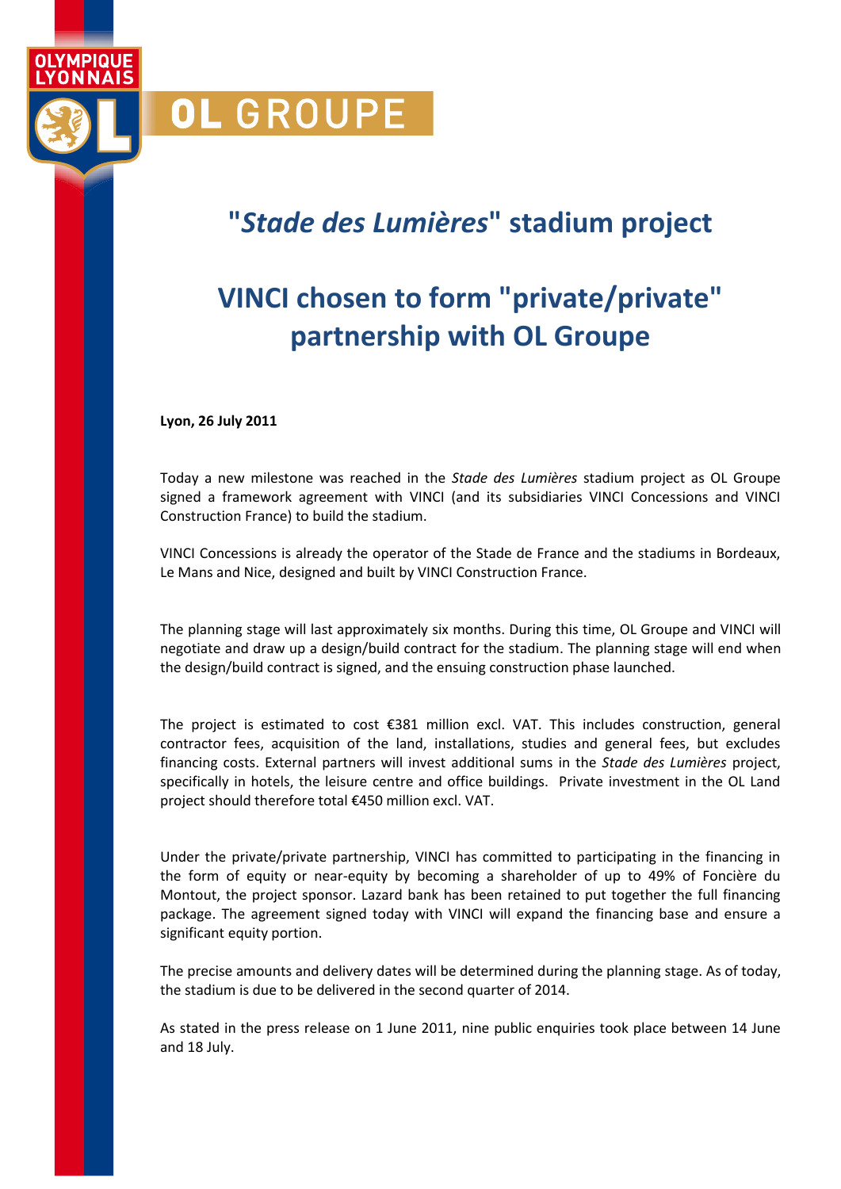OLYMPIQUE LYONNAIS

OL GROUPE

# "*Stade des Lumières*" stadium project

# VINCI chosen to form "private/private" partnership with OL Groupe

**Lyon, 26 July 2011**

Today a new milestone was reached in the *Stade des Lumières* stadium project as OL Groupe signed a framework agreement with VINCI (and its subsidiaries VINCI Concessions and VINCI Construction France) to build the stadium.

VINCI Concessions is already the operator of the Stade de France and the stadiums in Bordeaux, Le Mans and Nice, designed and built by VINCI Construction France.

The planning stage will last approximately six months. During this time, OL Groupe and VINCI will negotiate and draw up a design/build contract for the stadium. The planning stage will end when the design/build contract is signed, and the ensuing construction phase launched.

The project is estimated to cost €381 million excl. VAT. This includes construction, general contractor fees, acquisition of the land, installations, studies and general fees, but excludes financing costs. External partners will invest additional sums in the *Stade des Lumières* project, specifically in hotels, the leisure centre and office buildings. Private investment in the OL Land project should therefore total €450 million excl. VAT.

Under the private/private partnership, VINCI has committed to participating in the financing in the form of equity or near-equity by becoming a shareholder of up to 49% of Foncière du Montout, the project sponsor. Lazard bank has been retained to put together the full financing package. The agreement signed today with VINCI will expand the financing base and ensure a significant equity portion.

The precise amounts and delivery dates will be determined during the planning stage. As of today, the stadium is due to be delivered in the second quarter of 2014.

As stated in the press release on 1 June 2011, nine public enquiries took place between 14 June and 18 July.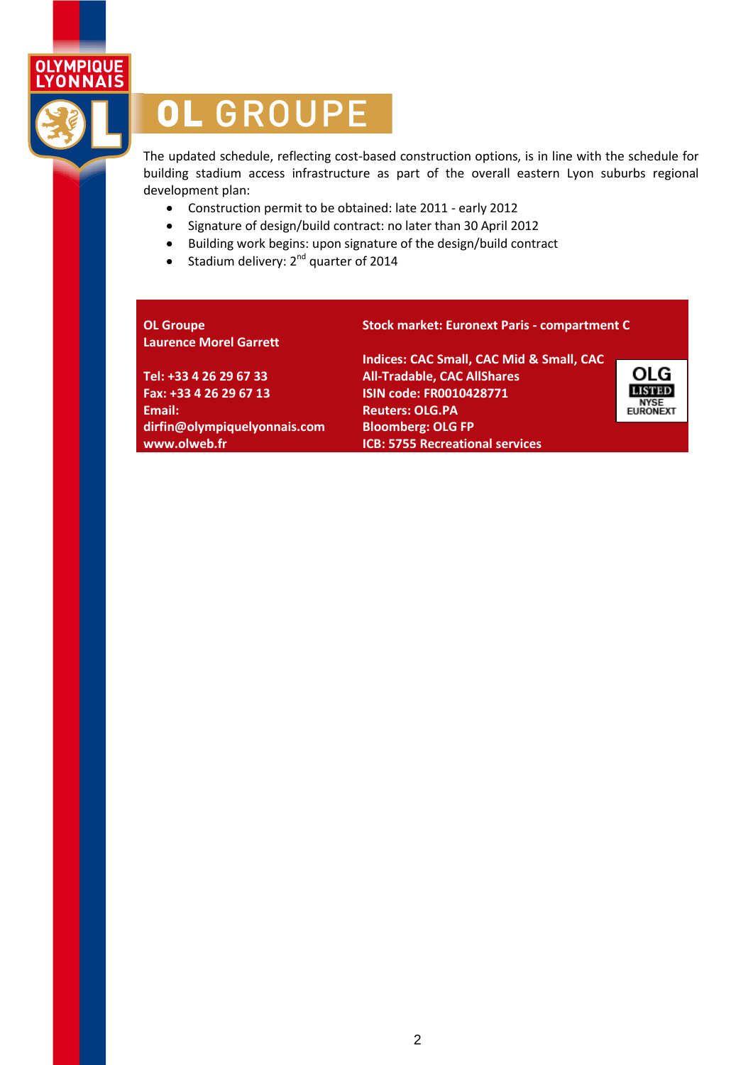# OL GROUPE

The updated schedule, reflecting cost-based construction options, is in line with the schedule for building stadium access infrastructure as part of the overall eastern Lyon suburbs regional development plan:

- Construction permit to be obtained: late 2011 - early 2012
- Signature of design/build contract: no later than 30 April 2012
- Building work begins: upon signature of the design/build contract
- Stadium delivery: 2nd quarter of 2014

**OL Groupe**
**Laurence Morel Garrett**

**Tel: +33 4 26 29 67 33**
**Fax: +33 4 26 29 67 13**
**Email:**
**dirfin@olympiquelyonnais.com**
**www.olweb.fr**

**Stock market: Euronext Paris - compartment C**

**Indices: CAC Small, CAC Mid & Small, CAC All-Tradable, CAC AllShares**
**ISIN code: FR0010428771**
**Reuters: OLG.PA**
**Bloomberg: OLG FP**
**ICB: 5755 Recreational services**

OLG LISTED NYSE EURONEXT